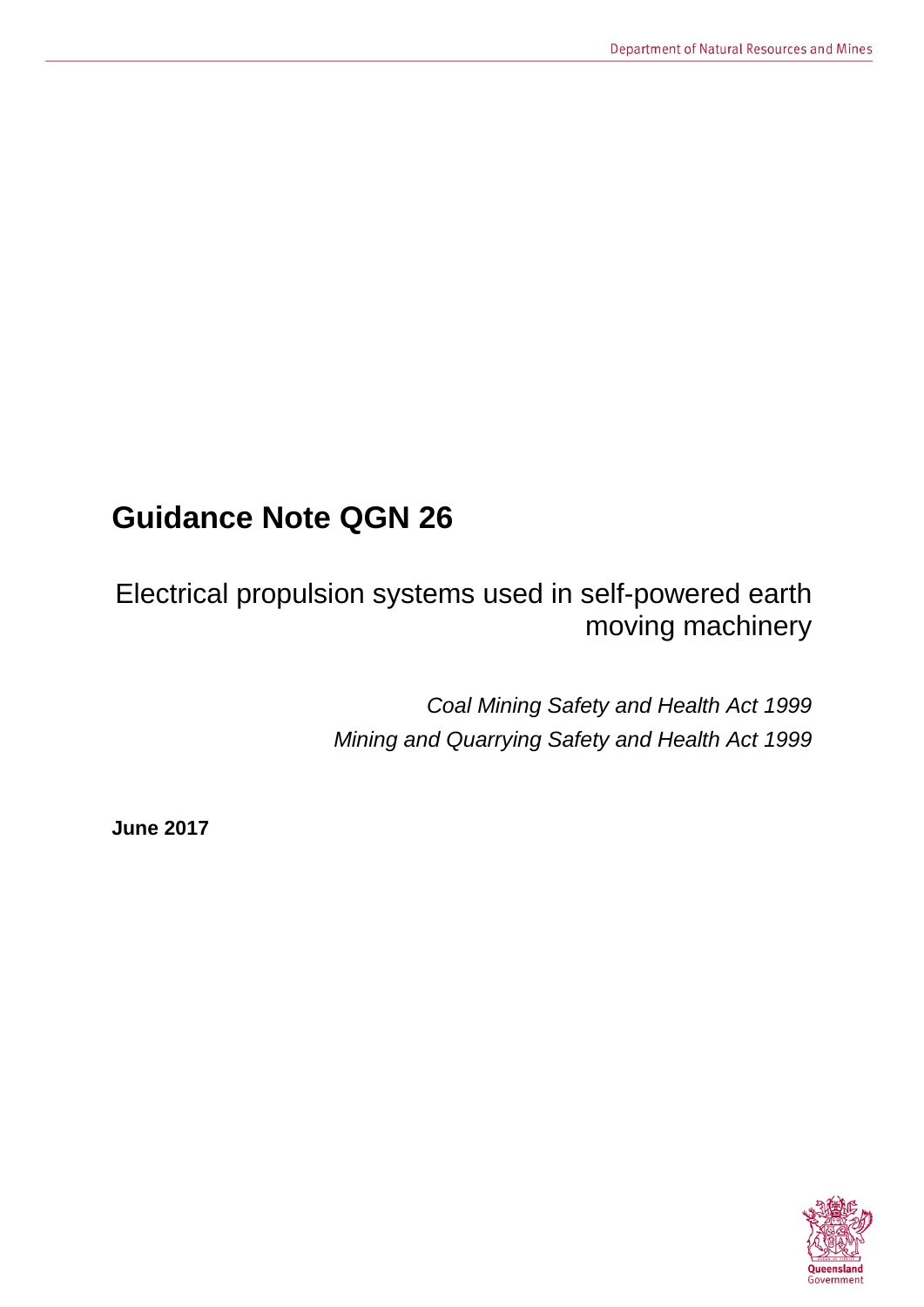# Guidance Note QGN 26

## Electrical propulsion systems used in self-powered earth moving machinery

*Coal Mining Safety and Health Act 1999*

*Mining and Quarrying Safety and Health Act 1999*

**June 2017**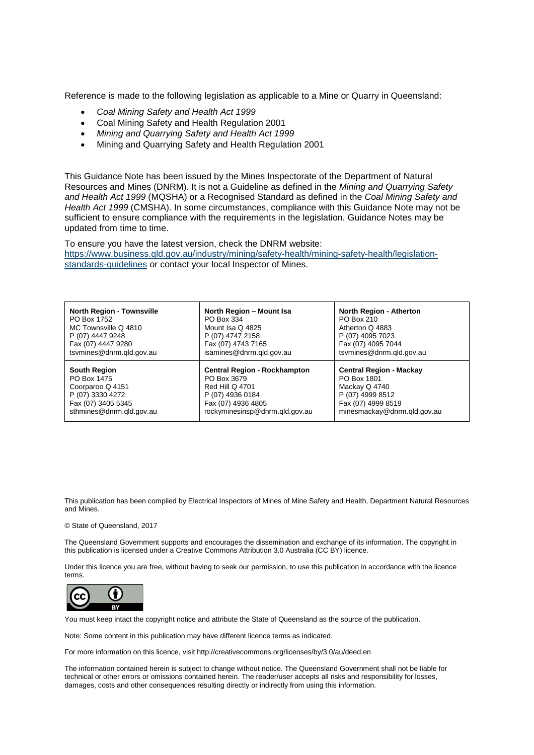Reference is made to the following legislation as applicable to a Mine or Quarry in Queensland:

- *Coal Mining Safety and Health Act 1999*
- Coal Mining Safety and Health Regulation 2001
- *Mining and Quarrying Safety and Health Act 1999*
- Mining and Quarrying Safety and Health Regulation 2001

This Guidance Note has been issued by the Mines Inspectorate of the Department of Natural Resources and Mines (DNRM). It is not a Guideline as defined in the *Mining and Quarrying Safety and Health Act 1999* (MQSHA) or a Recognised Standard as defined in the *Coal Mining Safety and Health Act 1999* (CMSHA). In some circumstances, compliance with this Guidance Note may not be sufficient to ensure compliance with the requirements in the legislation. Guidance Notes may be updated from time to time.

To ensure you have the latest version, check the DNRM website: [https://www.business.qld.gov.au/industry/mining/safety-health/mining-safety-health/legislation-standards-guidelines](https://www.business.qld.gov.au/industry/mining/safety-health/mining-safety-health/legislation-standards-guidelines) or contact your local Inspector of Mines.

| North Region - Townsville | North Region – Mount Isa | North Region - Atherton |
|---|---|---|
| PO Box 1752<br>MC Townsville Q 4810<br>P (07) 4447 9248<br>Fax (07) 4447 9280<br>tsvmines@dnrm.qld.gov.au | PO Box 334<br>Mount Isa Q 4825<br>P (07) 4747 2158<br>Fax (07) 4743 7165<br>isamines@dnrm.qld.gov.au | PO Box 210<br>Atherton Q 4883<br>P (07) 4095 7023<br>Fax (07) 4095 7044<br>tsvmines@dnrm.qld.gov.au |
| **South Region** | **Central Region - Rockhampton** | **Central Region - Mackay** |
| PO Box 1475<br>Coorparoo Q 4151<br>P (07) 3330 4272<br>Fax (07) 3405 5345<br>sthmines@dnrm.qld.gov.au | PO Box 3679<br>Red Hill Q 4701<br>P (07) 4936 0184<br>Fax (07) 4936 4805<br>rockyminesinsp@dnrm.qld.gov.au | PO Box 1801<br>Mackay Q 4740<br>P (07) 4999 8512<br>Fax (07) 4999 8519<br>minesmackay@dnrm.qld.gov.au |

This publication has been compiled by Electrical Inspectors of Mines of Mine Safety and Health, Department Natural Resources and Mines.

© State of Queensland, 2017

The Queensland Government supports and encourages the dissemination and exchange of its information. The copyright in this publication is licensed under a Creative Commons Attribution 3.0 Australia (CC BY) licence.

Under this licence you are free, without having to seek our permission, to use this publication in accordance with the licence terms.

You must keep intact the copyright notice and attribute the State of Queensland as the source of the publication.

Note: Some content in this publication may have different licence terms as indicated.

For more information on this licence, visit http://creativecommons.org/licenses/by/3.0/au/deed.en

The information contained herein is subject to change without notice. The Queensland Government shall not be liable for technical or other errors or omissions contained herein. The reader/user accepts all risks and responsibility for losses, damages, costs and other consequences resulting directly or indirectly from using this information.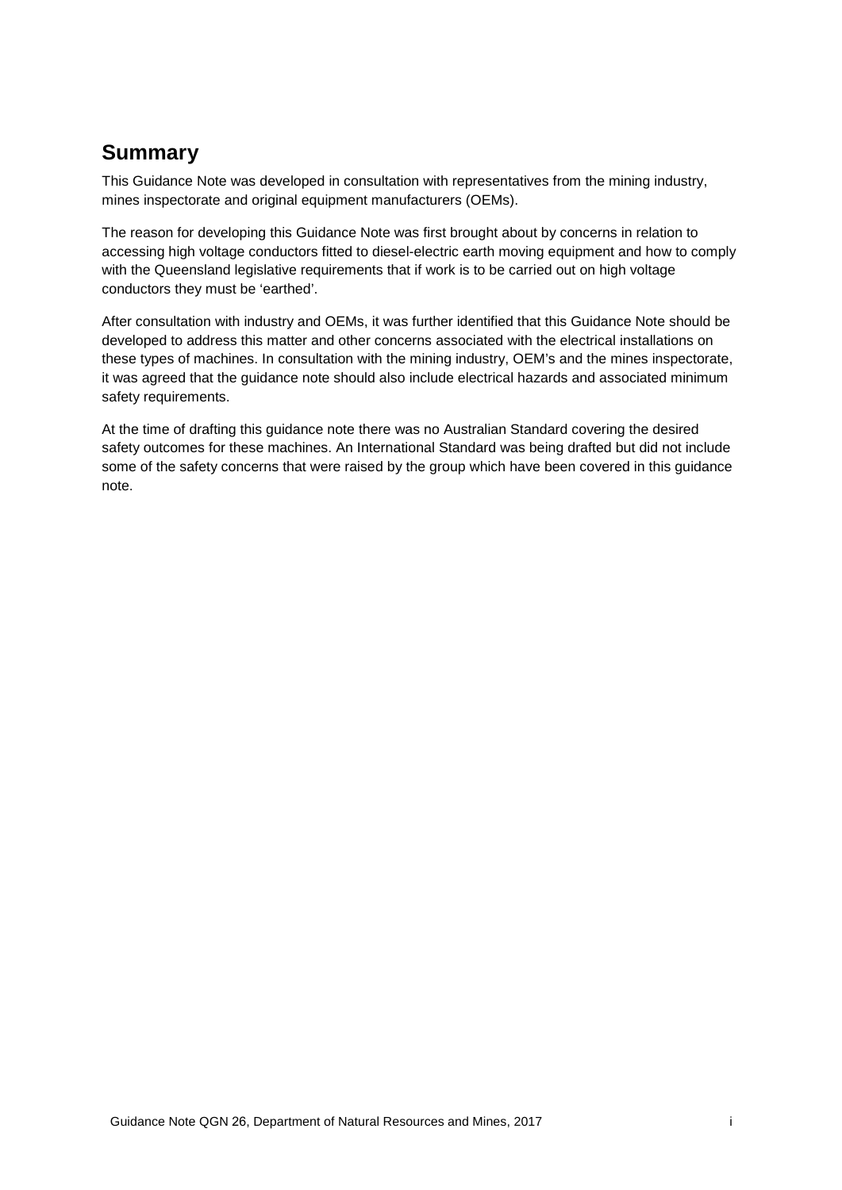## Summary

This Guidance Note was developed in consultation with representatives from the mining industry, mines inspectorate and original equipment manufacturers (OEMs).

The reason for developing this Guidance Note was first brought about by concerns in relation to accessing high voltage conductors fitted to diesel-electric earth moving equipment and how to comply with the Queensland legislative requirements that if work is to be carried out on high voltage conductors they must be 'earthed'.

After consultation with industry and OEMs, it was further identified that this Guidance Note should be developed to address this matter and other concerns associated with the electrical installations on these types of machines. In consultation with the mining industry, OEM's and the mines inspectorate, it was agreed that the guidance note should also include electrical hazards and associated minimum safety requirements.

At the time of drafting this guidance note there was no Australian Standard covering the desired safety outcomes for these machines. An International Standard was being drafted but did not include some of the safety concerns that were raised by the group which have been covered in this guidance note.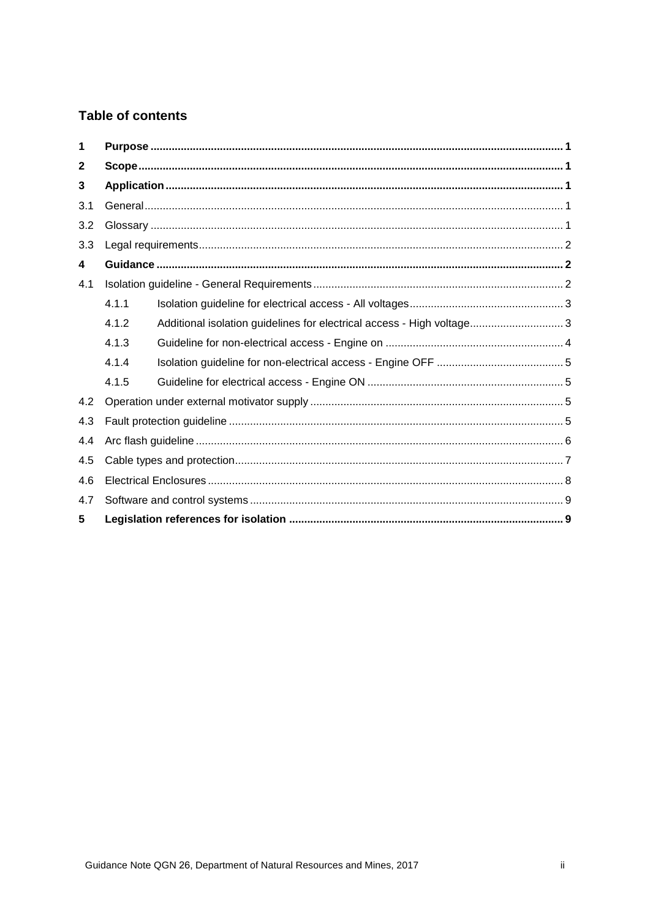## Table of contents

| | | |
|---|---|---|
| **1** | **Purpose** | **1** |
| **2** | **Scope** | **1** |
| **3** | **Application** | **1** |
| 3.1 | General | 1 |
| 3.2 | Glossary | 1 |
| 3.3 | Legal requirements | 2 |
| **4** | **Guidance** | **2** |
| 4.1 | Isolation guideline - General Requirements | 2 |
| 4.1.1 | Isolation guideline for electrical access - All voltages | 3 |
| 4.1.2 | Additional isolation guidelines for electrical access - High voltage | 3 |
| 4.1.3 | Guideline for non-electrical access - Engine on | 4 |
| 4.1.4 | Isolation guideline for non-electrical access - Engine OFF | 5 |
| 4.1.5 | Guideline for electrical access - Engine ON | 5 |
| 4.2 | Operation under external motivator supply | 5 |
| 4.3 | Fault protection guideline | 5 |
| 4.4 | Arc flash guideline | 6 |
| 4.5 | Cable types and protection | 7 |
| 4.6 | Electrical Enclosures | 8 |
| 4.7 | Software and control systems | 9 |
| **5** | **Legislation references for isolation** | **9** |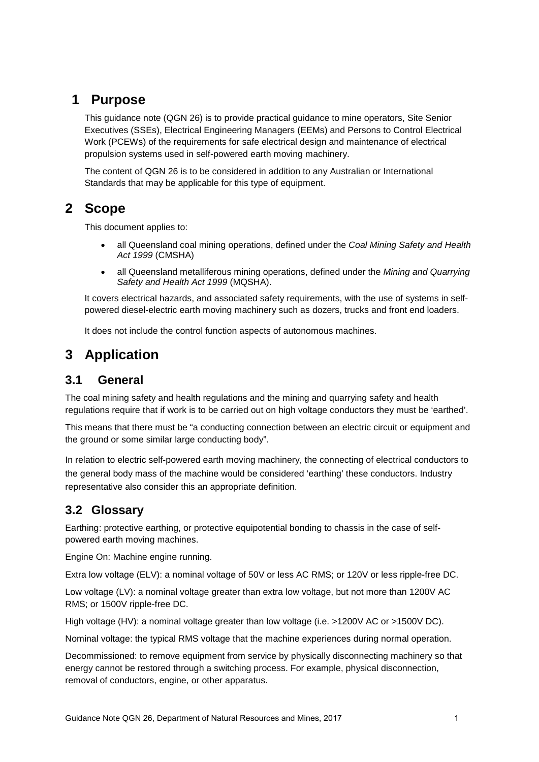# 1 Purpose

This guidance note (QGN 26) is to provide practical guidance to mine operators, Site Senior Executives (SSEs), Electrical Engineering Managers (EEMs) and Persons to Control Electrical Work (PCEWs) of the requirements for safe electrical design and maintenance of electrical propulsion systems used in self-powered earth moving machinery.

The content of QGN 26 is to be considered in addition to any Australian or International Standards that may be applicable for this type of equipment.

# 2 Scope

This document applies to:

- all Queensland coal mining operations, defined under the *Coal Mining Safety and Health Act 1999* (CMSHA)
- all Queensland metalliferous mining operations, defined under the *Mining and Quarrying Safety and Health Act 1999* (MQSHA).

It covers electrical hazards, and associated safety requirements, with the use of systems in self-powered diesel-electric earth moving machinery such as dozers, trucks and front end loaders.

It does not include the control function aspects of autonomous machines.

# 3 Application

## 3.1 General

The coal mining safety and health regulations and the mining and quarrying safety and health regulations require that if work is to be carried out on high voltage conductors they must be 'earthed'.

This means that there must be "a conducting connection between an electric circuit or equipment and the ground or some similar large conducting body".

In relation to electric self-powered earth moving machinery, the connecting of electrical conductors to the general body mass of the machine would be considered 'earthing' these conductors. Industry representative also consider this an appropriate definition.

## 3.2 Glossary

Earthing: protective earthing, or protective equipotential bonding to chassis in the case of self-powered earth moving machines.

Engine On: Machine engine running.

Extra low voltage (ELV): a nominal voltage of 50V or less AC RMS; or 120V or less ripple-free DC.

Low voltage (LV): a nominal voltage greater than extra low voltage, but not more than 1200V AC RMS; or 1500V ripple-free DC.

High voltage (HV): a nominal voltage greater than low voltage (i.e. >1200V AC or >1500V DC).

Nominal voltage: the typical RMS voltage that the machine experiences during normal operation.

Decommissioned: to remove equipment from service by physically disconnecting machinery so that energy cannot be restored through a switching process. For example, physical disconnection, removal of conductors, engine, or other apparatus.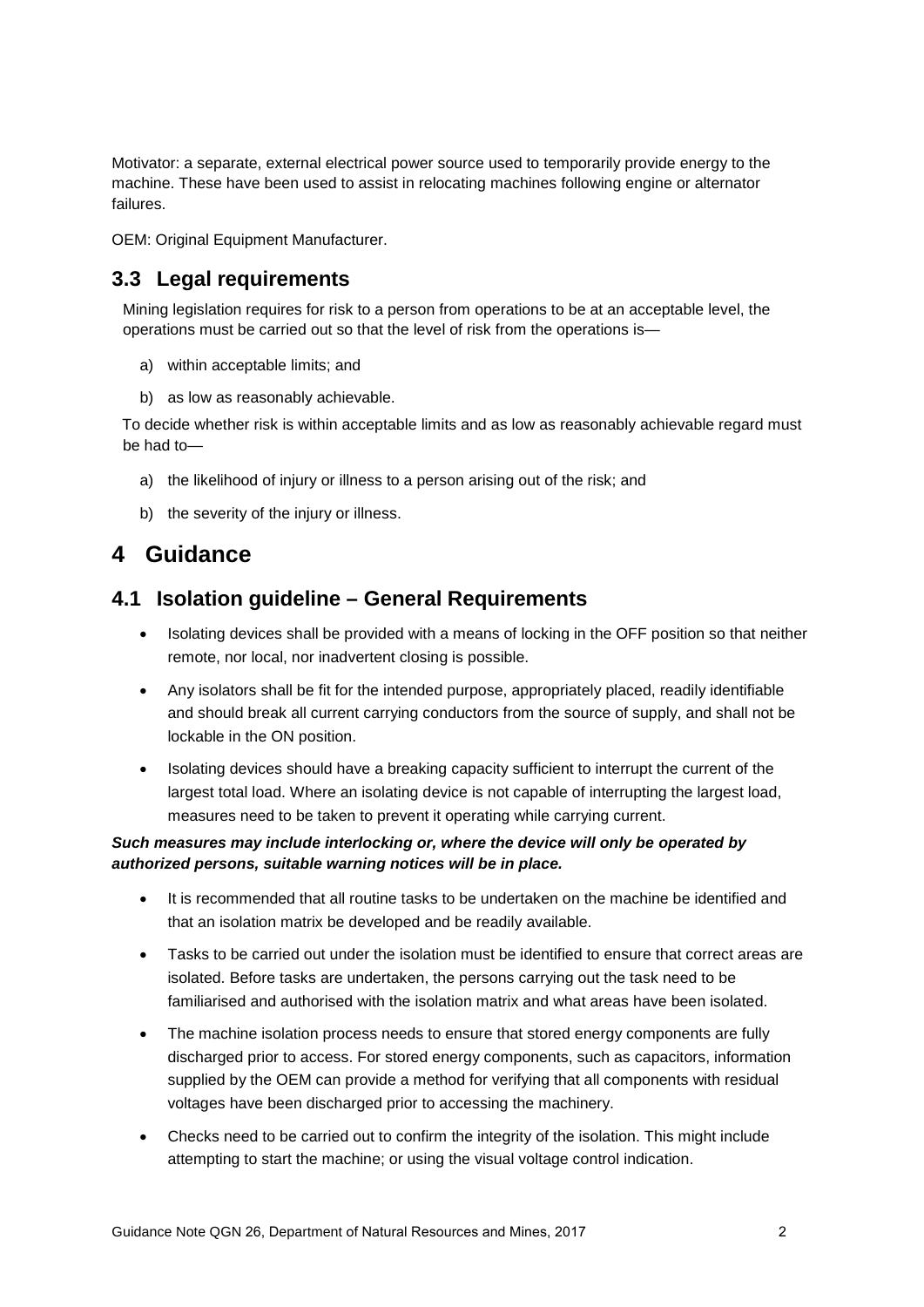Motivator: a separate, external electrical power source used to temporarily provide energy to the machine. These have been used to assist in relocating machines following engine or alternator failures.

OEM: Original Equipment Manufacturer.

## 3.3 Legal requirements

Mining legislation requires for risk to a person from operations to be at an acceptable level, the operations must be carried out so that the level of risk from the operations is—

a) within acceptable limits; and

b) as low as reasonably achievable.

To decide whether risk is within acceptable limits and as low as reasonably achievable regard must be had to—

a) the likelihood of injury or illness to a person arising out of the risk; and

b) the severity of the injury or illness.

# 4 Guidance

## 4.1 Isolation guideline – General Requirements

- Isolating devices shall be provided with a means of locking in the OFF position so that neither remote, nor local, nor inadvertent closing is possible.
- Any isolators shall be fit for the intended purpose, appropriately placed, readily identifiable and should break all current carrying conductors from the source of supply, and shall not be lockable in the ON position.
- Isolating devices should have a breaking capacity sufficient to interrupt the current of the largest total load. Where an isolating device is not capable of interrupting the largest load, measures need to be taken to prevent it operating while carrying current.

***Such measures may include interlocking or, where the device will only be operated by authorized persons, suitable warning notices will be in place.***

- It is recommended that all routine tasks to be undertaken on the machine be identified and that an isolation matrix be developed and be readily available.
- Tasks to be carried out under the isolation must be identified to ensure that correct areas are isolated. Before tasks are undertaken, the persons carrying out the task need to be familiarised and authorised with the isolation matrix and what areas have been isolated.
- The machine isolation process needs to ensure that stored energy components are fully discharged prior to access. For stored energy components, such as capacitors, information supplied by the OEM can provide a method for verifying that all components with residual voltages have been discharged prior to accessing the machinery.
- Checks need to be carried out to confirm the integrity of the isolation. This might include attempting to start the machine; or using the visual voltage control indication.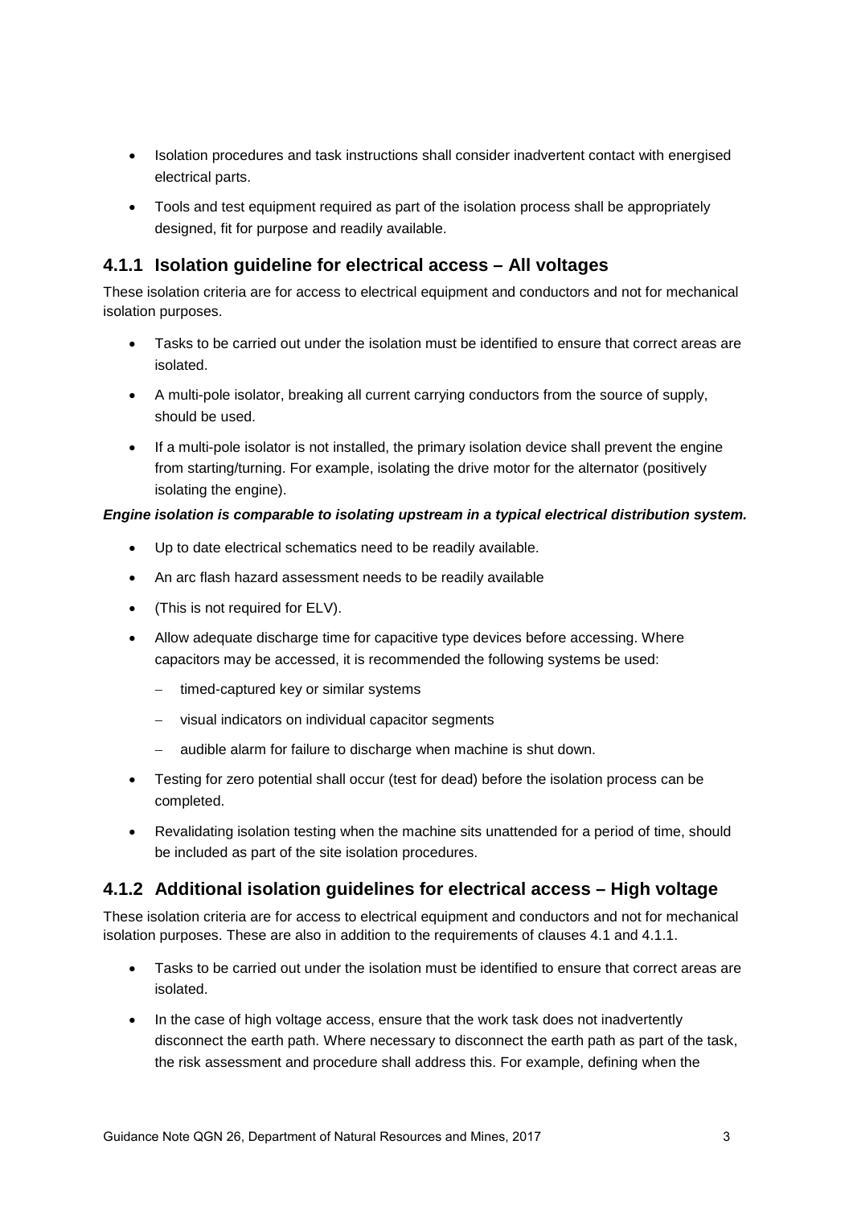- Isolation procedures and task instructions shall consider inadvertent contact with energised electrical parts.
- Tools and test equipment required as part of the isolation process shall be appropriately designed, fit for purpose and readily available.

### 4.1.1 Isolation guideline for electrical access – All voltages

These isolation criteria are for access to electrical equipment and conductors and not for mechanical isolation purposes.

- Tasks to be carried out under the isolation must be identified to ensure that correct areas are isolated.
- A multi-pole isolator, breaking all current carrying conductors from the source of supply, should be used.
- If a multi-pole isolator is not installed, the primary isolation device shall prevent the engine from starting/turning. For example, isolating the drive motor for the alternator (positively isolating the engine).

***Engine isolation is comparable to isolating upstream in a typical electrical distribution system.***

- Up to date electrical schematics need to be readily available.
- An arc flash hazard assessment needs to be readily available
- (This is not required for ELV).
- Allow adequate discharge time for capacitive type devices before accessing. Where capacitors may be accessed, it is recommended the following systems be used:
  - timed-captured key or similar systems
  - visual indicators on individual capacitor segments
  - audible alarm for failure to discharge when machine is shut down.
- Testing for zero potential shall occur (test for dead) before the isolation process can be completed.
- Revalidating isolation testing when the machine sits unattended for a period of time, should be included as part of the site isolation procedures.

### 4.1.2 Additional isolation guidelines for electrical access – High voltage

These isolation criteria are for access to electrical equipment and conductors and not for mechanical isolation purposes. These are also in addition to the requirements of clauses 4.1 and 4.1.1.

- Tasks to be carried out under the isolation must be identified to ensure that correct areas are isolated.
- In the case of high voltage access, ensure that the work task does not inadvertently disconnect the earth path. Where necessary to disconnect the earth path as part of the task, the risk assessment and procedure shall address this. For example, defining when the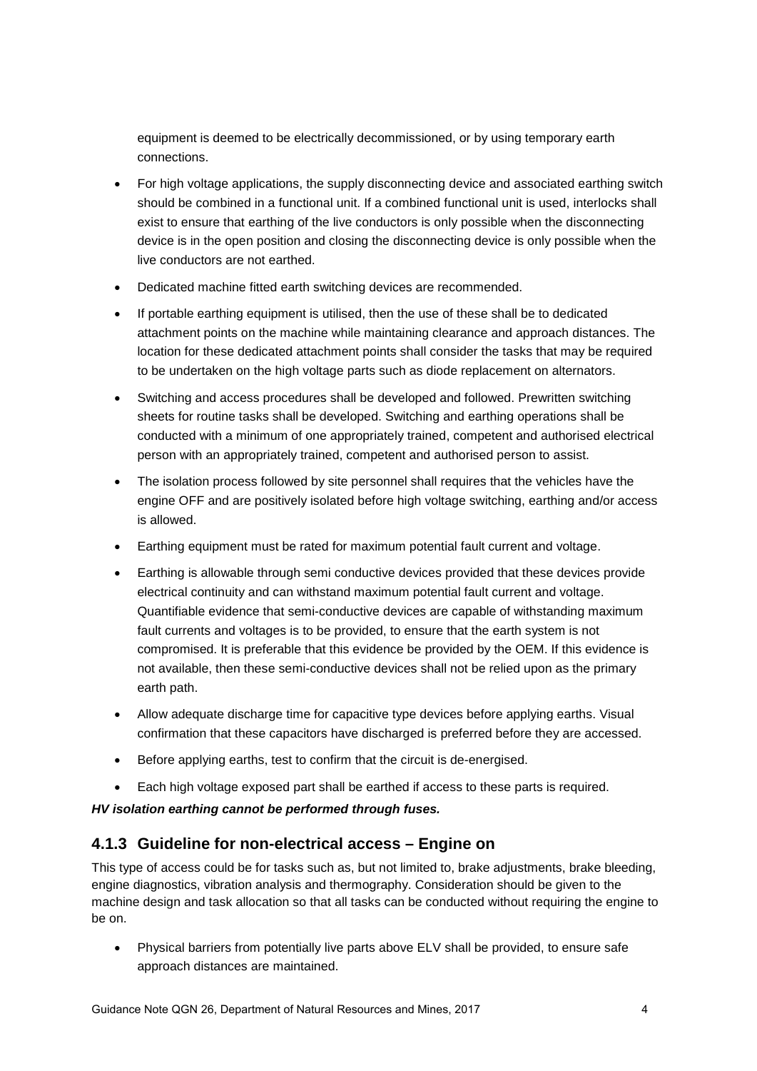equipment is deemed to be electrically decommissioned, or by using temporary earth connections.

- For high voltage applications, the supply disconnecting device and associated earthing switch should be combined in a functional unit. If a combined functional unit is used, interlocks shall exist to ensure that earthing of the live conductors is only possible when the disconnecting device is in the open position and closing the disconnecting device is only possible when the live conductors are not earthed.
- Dedicated machine fitted earth switching devices are recommended.
- If portable earthing equipment is utilised, then the use of these shall be to dedicated attachment points on the machine while maintaining clearance and approach distances. The location for these dedicated attachment points shall consider the tasks that may be required to be undertaken on the high voltage parts such as diode replacement on alternators.
- Switching and access procedures shall be developed and followed. Prewritten switching sheets for routine tasks shall be developed. Switching and earthing operations shall be conducted with a minimum of one appropriately trained, competent and authorised electrical person with an appropriately trained, competent and authorised person to assist.
- The isolation process followed by site personnel shall requires that the vehicles have the engine OFF and are positively isolated before high voltage switching, earthing and/or access is allowed.
- Earthing equipment must be rated for maximum potential fault current and voltage.
- Earthing is allowable through semi conductive devices provided that these devices provide electrical continuity and can withstand maximum potential fault current and voltage. Quantifiable evidence that semi-conductive devices are capable of withstanding maximum fault currents and voltages is to be provided, to ensure that the earth system is not compromised. It is preferable that this evidence be provided by the OEM. If this evidence is not available, then these semi-conductive devices shall not be relied upon as the primary earth path.
- Allow adequate discharge time for capacitive type devices before applying earths. Visual confirmation that these capacitors have discharged is preferred before they are accessed.
- Before applying earths, test to confirm that the circuit is de-energised.
- Each high voltage exposed part shall be earthed if access to these parts is required.

***HV isolation earthing cannot be performed through fuses.***

### 4.1.3 Guideline for non-electrical access – Engine on

This type of access could be for tasks such as, but not limited to, brake adjustments, brake bleeding, engine diagnostics, vibration analysis and thermography. Consideration should be given to the machine design and task allocation so that all tasks can be conducted without requiring the engine to be on.

- Physical barriers from potentially live parts above ELV shall be provided, to ensure safe approach distances are maintained.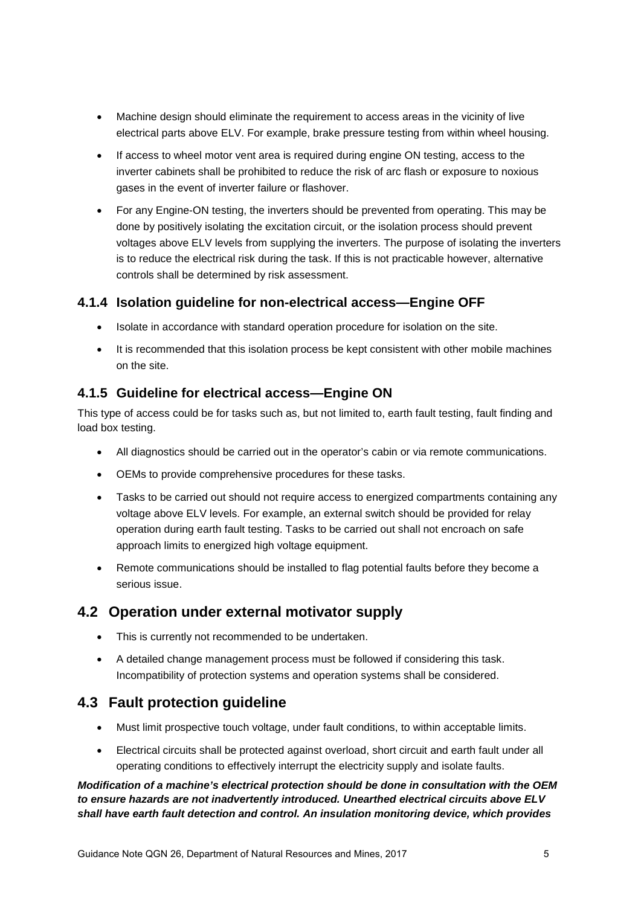- Machine design should eliminate the requirement to access areas in the vicinity of live electrical parts above ELV. For example, brake pressure testing from within wheel housing.
- If access to wheel motor vent area is required during engine ON testing, access to the inverter cabinets shall be prohibited to reduce the risk of arc flash or exposure to noxious gases in the event of inverter failure or flashover.
- For any Engine-ON testing, the inverters should be prevented from operating. This may be done by positively isolating the excitation circuit, or the isolation process should prevent voltages above ELV levels from supplying the inverters. The purpose of isolating the inverters is to reduce the electrical risk during the task. If this is not practicable however, alternative controls shall be determined by risk assessment.

### 4.1.4 Isolation guideline for non-electrical access—Engine OFF

- Isolate in accordance with standard operation procedure for isolation on the site.
- It is recommended that this isolation process be kept consistent with other mobile machines on the site.

### 4.1.5 Guideline for electrical access—Engine ON

This type of access could be for tasks such as, but not limited to, earth fault testing, fault finding and load box testing.

- All diagnostics should be carried out in the operator's cabin or via remote communications.
- OEMs to provide comprehensive procedures for these tasks.
- Tasks to be carried out should not require access to energized compartments containing any voltage above ELV levels. For example, an external switch should be provided for relay operation during earth fault testing. Tasks to be carried out shall not encroach on safe approach limits to energized high voltage equipment.
- Remote communications should be installed to flag potential faults before they become a serious issue.

## 4.2 Operation under external motivator supply

- This is currently not recommended to be undertaken.
- A detailed change management process must be followed if considering this task. Incompatibility of protection systems and operation systems shall be considered.

## 4.3 Fault protection guideline

- Must limit prospective touch voltage, under fault conditions, to within acceptable limits.
- Electrical circuits shall be protected against overload, short circuit and earth fault under all operating conditions to effectively interrupt the electricity supply and isolate faults.

***Modification of a machine's electrical protection should be done in consultation with the OEM to ensure hazards are not inadvertently introduced. Unearthed electrical circuits above ELV shall have earth fault detection and control. An insulation monitoring device, which provides***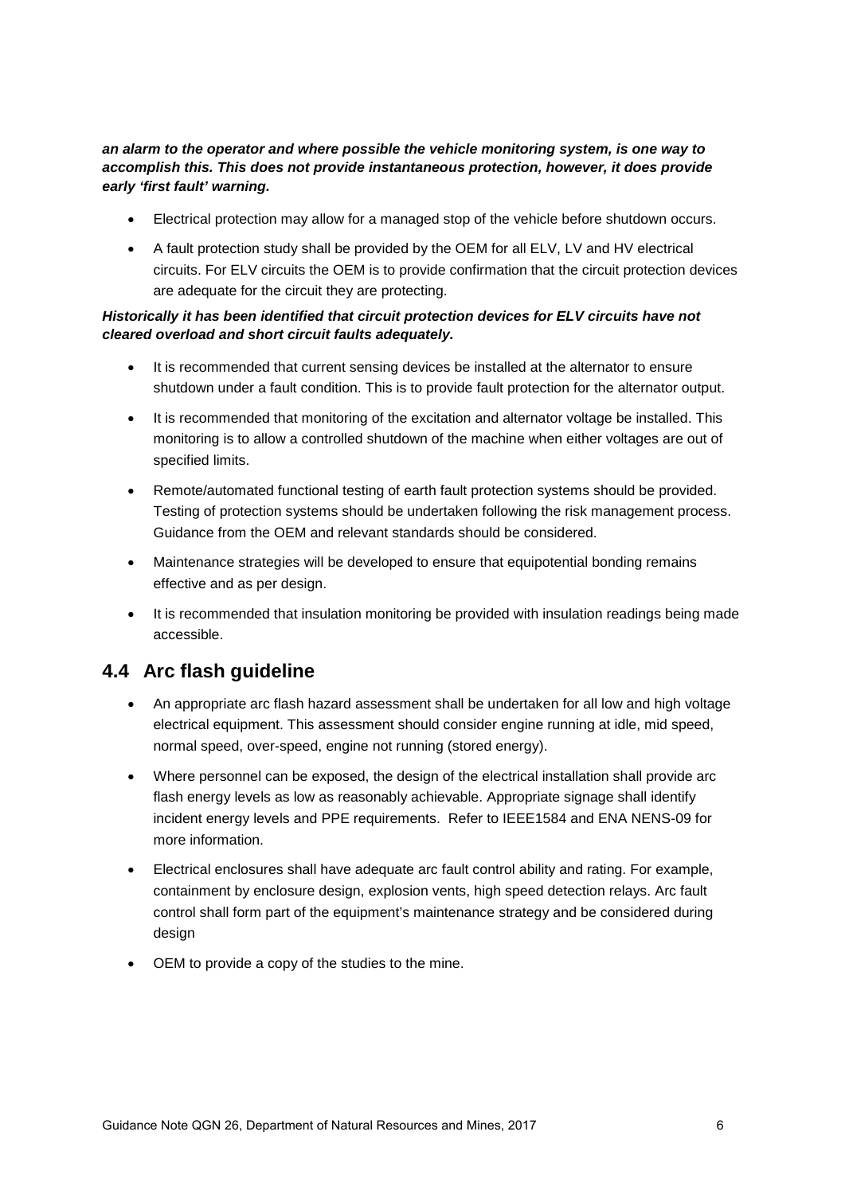***an alarm to the operator and where possible the vehicle monitoring system, is one way to accomplish this. This does not provide instantaneous protection, however, it does provide early 'first fault' warning.***

- Electrical protection may allow for a managed stop of the vehicle before shutdown occurs.
- A fault protection study shall be provided by the OEM for all ELV, LV and HV electrical circuits. For ELV circuits the OEM is to provide confirmation that the circuit protection devices are adequate for the circuit they are protecting.

***Historically it has been identified that circuit protection devices for ELV circuits have not cleared overload and short circuit faults adequately.***

- It is recommended that current sensing devices be installed at the alternator to ensure shutdown under a fault condition. This is to provide fault protection for the alternator output.
- It is recommended that monitoring of the excitation and alternator voltage be installed. This monitoring is to allow a controlled shutdown of the machine when either voltages are out of specified limits.
- Remote/automated functional testing of earth fault protection systems should be provided. Testing of protection systems should be undertaken following the risk management process. Guidance from the OEM and relevant standards should be considered.
- Maintenance strategies will be developed to ensure that equipotential bonding remains effective and as per design.
- It is recommended that insulation monitoring be provided with insulation readings being made accessible.

## 4.4 Arc flash guideline

- An appropriate arc flash hazard assessment shall be undertaken for all low and high voltage electrical equipment. This assessment should consider engine running at idle, mid speed, normal speed, over-speed, engine not running (stored energy).
- Where personnel can be exposed, the design of the electrical installation shall provide arc flash energy levels as low as reasonably achievable. Appropriate signage shall identify incident energy levels and PPE requirements. Refer to IEEE1584 and ENA NENS-09 for more information.
- Electrical enclosures shall have adequate arc fault control ability and rating. For example, containment by enclosure design, explosion vents, high speed detection relays. Arc fault control shall form part of the equipment's maintenance strategy and be considered during design
- OEM to provide a copy of the studies to the mine.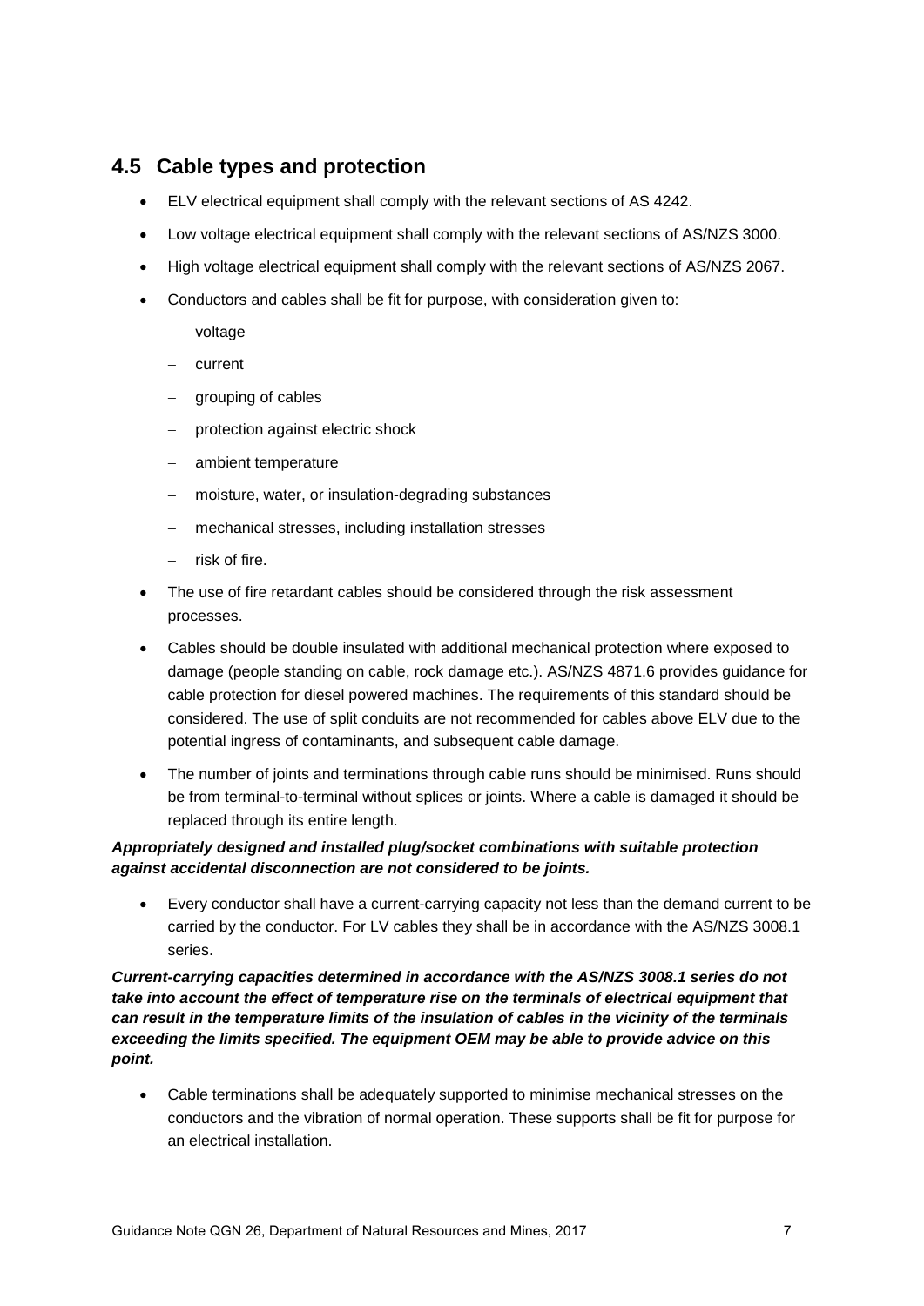## 4.5 Cable types and protection

- ELV electrical equipment shall comply with the relevant sections of AS 4242.
- Low voltage electrical equipment shall comply with the relevant sections of AS/NZS 3000.
- High voltage electrical equipment shall comply with the relevant sections of AS/NZS 2067.
- Conductors and cables shall be fit for purpose, with consideration given to:
  - voltage
  - current
  - grouping of cables
  - protection against electric shock
  - ambient temperature
  - moisture, water, or insulation-degrading substances
  - mechanical stresses, including installation stresses
  - risk of fire.
- The use of fire retardant cables should be considered through the risk assessment processes.
- Cables should be double insulated with additional mechanical protection where exposed to damage (people standing on cable, rock damage etc.). AS/NZS 4871.6 provides guidance for cable protection for diesel powered machines. The requirements of this standard should be considered. The use of split conduits are not recommended for cables above ELV due to the potential ingress of contaminants, and subsequent cable damage.
- The number of joints and terminations through cable runs should be minimised. Runs should be from terminal-to-terminal without splices or joints. Where a cable is damaged it should be replaced through its entire length.

***Appropriately designed and installed plug/socket combinations with suitable protection against accidental disconnection are not considered to be joints.***

- Every conductor shall have a current-carrying capacity not less than the demand current to be carried by the conductor. For LV cables they shall be in accordance with the AS/NZS 3008.1 series.

***Current-carrying capacities determined in accordance with the AS/NZS 3008.1 series do not take into account the effect of temperature rise on the terminals of electrical equipment that can result in the temperature limits of the insulation of cables in the vicinity of the terminals exceeding the limits specified. The equipment OEM may be able to provide advice on this point.***

- Cable terminations shall be adequately supported to minimise mechanical stresses on the conductors and the vibration of normal operation. These supports shall be fit for purpose for an electrical installation.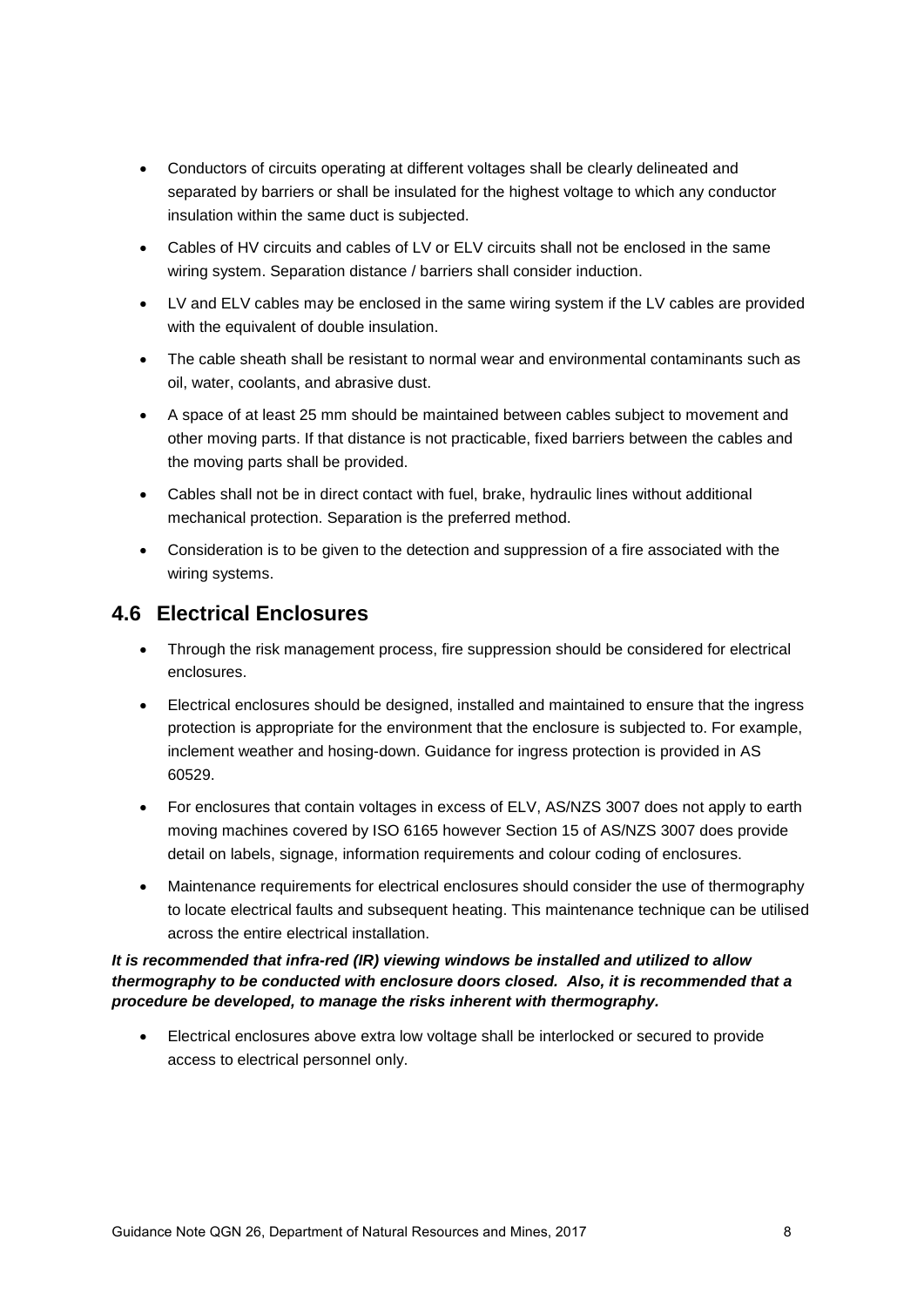- Conductors of circuits operating at different voltages shall be clearly delineated and separated by barriers or shall be insulated for the highest voltage to which any conductor insulation within the same duct is subjected.
- Cables of HV circuits and cables of LV or ELV circuits shall not be enclosed in the same wiring system. Separation distance / barriers shall consider induction.
- LV and ELV cables may be enclosed in the same wiring system if the LV cables are provided with the equivalent of double insulation.
- The cable sheath shall be resistant to normal wear and environmental contaminants such as oil, water, coolants, and abrasive dust.
- A space of at least 25 mm should be maintained between cables subject to movement and other moving parts. If that distance is not practicable, fixed barriers between the cables and the moving parts shall be provided.
- Cables shall not be in direct contact with fuel, brake, hydraulic lines without additional mechanical protection. Separation is the preferred method.
- Consideration is to be given to the detection and suppression of a fire associated with the wiring systems.

## 4.6 Electrical Enclosures

- Through the risk management process, fire suppression should be considered for electrical enclosures.
- Electrical enclosures should be designed, installed and maintained to ensure that the ingress protection is appropriate for the environment that the enclosure is subjected to. For example, inclement weather and hosing-down. Guidance for ingress protection is provided in AS 60529.
- For enclosures that contain voltages in excess of ELV, AS/NZS 3007 does not apply to earth moving machines covered by ISO 6165 however Section 15 of AS/NZS 3007 does provide detail on labels, signage, information requirements and colour coding of enclosures.
- Maintenance requirements for electrical enclosures should consider the use of thermography to locate electrical faults and subsequent heating. This maintenance technique can be utilised across the entire electrical installation.

***It is recommended that infra-red (IR) viewing windows be installed and utilized to allow thermography to be conducted with enclosure doors closed. Also, it is recommended that a procedure be developed, to manage the risks inherent with thermography.***

- Electrical enclosures above extra low voltage shall be interlocked or secured to provide access to electrical personnel only.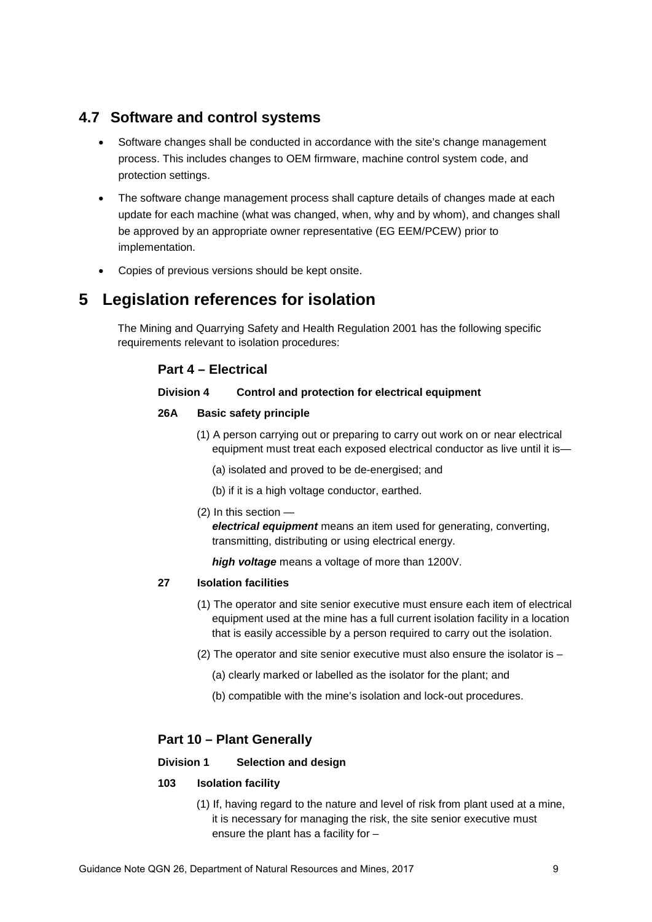## 4.7 Software and control systems

- Software changes shall be conducted in accordance with the site's change management process. This includes changes to OEM firmware, machine control system code, and protection settings.
- The software change management process shall capture details of changes made at each update for each machine (what was changed, when, why and by whom), and changes shall be approved by an appropriate owner representative (EG EEM/PCEW) prior to implementation.
- Copies of previous versions should be kept onsite.

# 5 Legislation references for isolation

The Mining and Quarrying Safety and Health Regulation 2001 has the following specific requirements relevant to isolation procedures:

### Part 4 – Electrical

**Division 4 Control and protection for electrical equipment**

**26A Basic safety principle**

(1) A person carrying out or preparing to carry out work on or near electrical equipment must treat each exposed electrical conductor as live until it is—

(a) isolated and proved to be de-energised; and

(b) if it is a high voltage conductor, earthed.

(2) In this section —
***electrical equipment*** means an item used for generating, converting, transmitting, distributing or using electrical energy.

***high voltage*** means a voltage of more than 1200V.

**27 Isolation facilities**

(1) The operator and site senior executive must ensure each item of electrical equipment used at the mine has a full current isolation facility in a location that is easily accessible by a person required to carry out the isolation.

(2) The operator and site senior executive must also ensure the isolator is –

(a) clearly marked or labelled as the isolator for the plant; and

(b) compatible with the mine's isolation and lock-out procedures.

### Part 10 – Plant Generally

**Division 1 Selection and design**

**103 Isolation facility**

(1) If, having regard to the nature and level of risk from plant used at a mine, it is necessary for managing the risk, the site senior executive must ensure the plant has a facility for –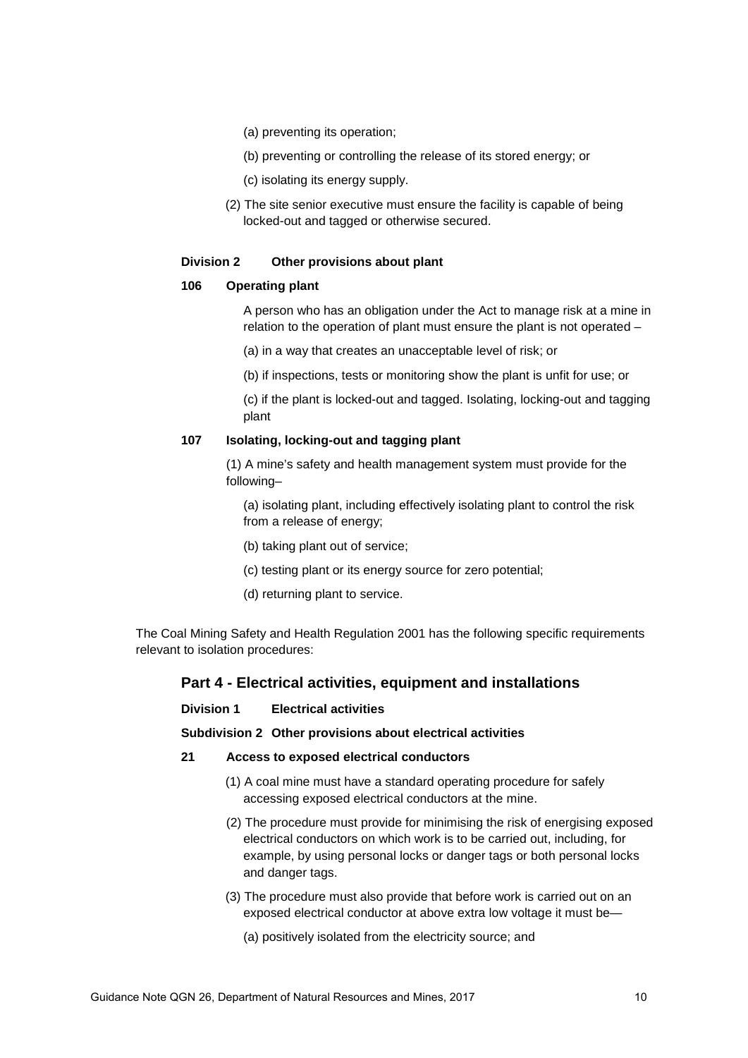(a) preventing its operation;

(b) preventing or controlling the release of its stored energy; or

(c) isolating its energy supply.

(2) The site senior executive must ensure the facility is capable of being locked-out and tagged or otherwise secured.

**Division 2 Other provisions about plant**

**106 Operating plant**

A person who has an obligation under the Act to manage risk at a mine in relation to the operation of plant must ensure the plant is not operated –

(a) in a way that creates an unacceptable level of risk; or

(b) if inspections, tests or monitoring show the plant is unfit for use; or

(c) if the plant is locked-out and tagged. Isolating, locking-out and tagging plant

**107 Isolating, locking-out and tagging plant**

(1) A mine's safety and health management system must provide for the following–

(a) isolating plant, including effectively isolating plant to control the risk from a release of energy;

(b) taking plant out of service;

(c) testing plant or its energy source for zero potential;

(d) returning plant to service.

The Coal Mining Safety and Health Regulation 2001 has the following specific requirements relevant to isolation procedures:

## Part 4 - Electrical activities, equipment and installations

**Division 1 Electrical activities**

**Subdivision 2 Other provisions about electrical activities**

**21 Access to exposed electrical conductors**

(1) A coal mine must have a standard operating procedure for safely accessing exposed electrical conductors at the mine.

(2) The procedure must provide for minimising the risk of energising exposed electrical conductors on which work is to be carried out, including, for example, by using personal locks or danger tags or both personal locks and danger tags.

(3) The procedure must also provide that before work is carried out on an exposed electrical conductor at above extra low voltage it must be—

(a) positively isolated from the electricity source; and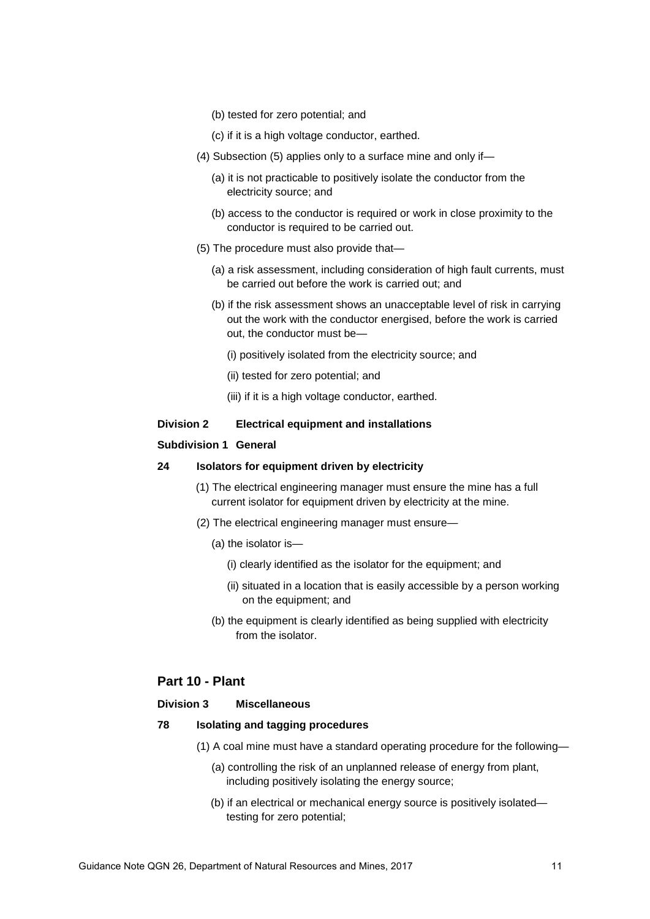(b) tested for zero potential; and

(c) if it is a high voltage conductor, earthed.

(4) Subsection (5) applies only to a surface mine and only if—

(a) it is not practicable to positively isolate the conductor from the electricity source; and

(b) access to the conductor is required or work in close proximity to the conductor is required to be carried out.

(5) The procedure must also provide that—

(a) a risk assessment, including consideration of high fault currents, must be carried out before the work is carried out; and

(b) if the risk assessment shows an unacceptable level of risk in carrying out the work with the conductor energised, before the work is carried out, the conductor must be—

(i) positively isolated from the electricity source; and

(ii) tested for zero potential; and

(iii) if it is a high voltage conductor, earthed.

**Division 2 Electrical equipment and installations**

**Subdivision 1 General**

**24 Isolators for equipment driven by electricity**

(1) The electrical engineering manager must ensure the mine has a full current isolator for equipment driven by electricity at the mine.

(2) The electrical engineering manager must ensure—

(a) the isolator is—

(i) clearly identified as the isolator for the equipment; and

(ii) situated in a location that is easily accessible by a person working on the equipment; and

(b) the equipment is clearly identified as being supplied with electricity from the isolator.

## Part 10 - Plant

**Division 3 Miscellaneous**

**78 Isolating and tagging procedures**

(1) A coal mine must have a standard operating procedure for the following—

(a) controlling the risk of an unplanned release of energy from plant, including positively isolating the energy source;

(b) if an electrical or mechanical energy source is positively isolated—testing for zero potential;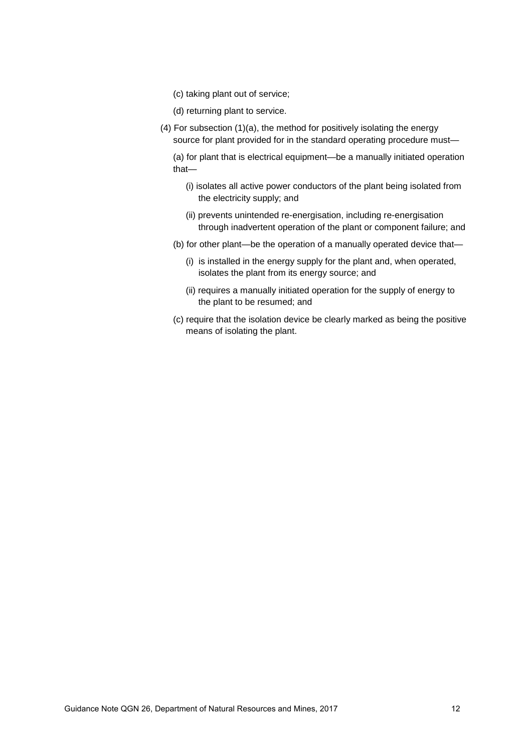(c) taking plant out of service;

(d) returning plant to service.

(4) For subsection (1)(a), the method for positively isolating the energy source for plant provided for in the standard operating procedure must—

(a) for plant that is electrical equipment—be a manually initiated operation that—

(i) isolates all active power conductors of the plant being isolated from the electricity supply; and

(ii) prevents unintended re-energisation, including re-energisation through inadvertent operation of the plant or component failure; and

(b) for other plant—be the operation of a manually operated device that—

(i) is installed in the energy supply for the plant and, when operated, isolates the plant from its energy source; and

(ii) requires a manually initiated operation for the supply of energy to the plant to be resumed; and

(c) require that the isolation device be clearly marked as being the positive means of isolating the plant.